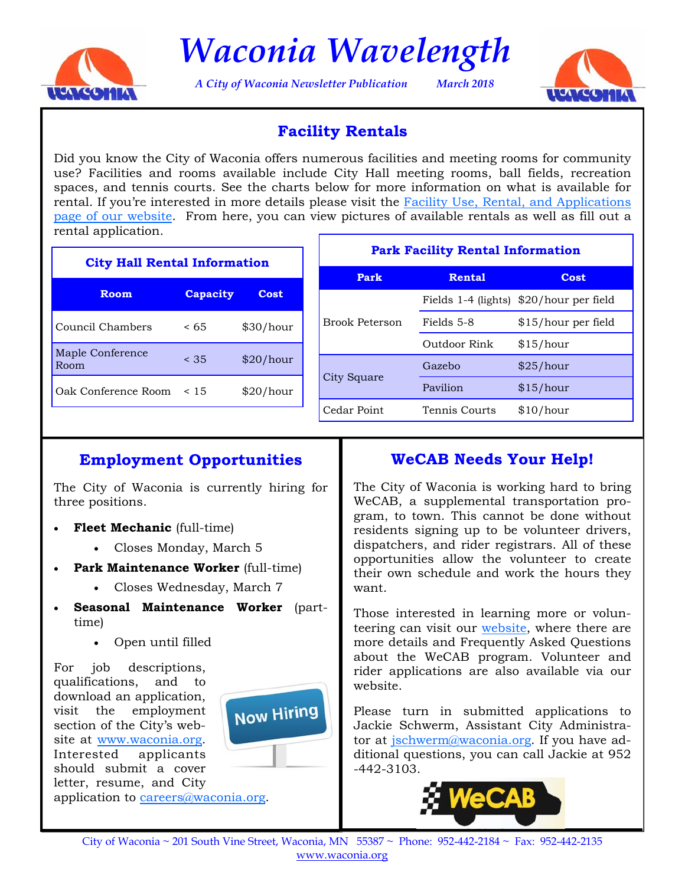# Waconia Wavelength

*A City of Waconia Newsletter Publication* *March 2018*

## Facility Rentals

Did you know the City of Waconia offers numerous facilities and meeting rooms for community use? Facilities and rooms available include City Hall meeting rooms, ball fields, recreation spaces, and tennis courts. See the charts below for more information on what is available for rental. If you're interested in more details please visit the Facility Use, Rental, and Applications page of our website. From here, you can view pictures of available rentals as well as fill out a rental application.

**City Hall Rental Information**

| Room | Capacity | Cost |
|---|---|---|
| Council Chambers | < 65 | $30/hour |
| Maple Conference Room | < 35 | $20/hour |
| Oak Conference Room | < 15 | $20/hour |

**Park Facility Rental Information**

| Park | Rental | Cost |
|---|---|---|
| Brook Peterson | Fields 1-4 (lights) | $20/hour per field |
| | Fields 5-8 | $15/hour per field |
| | Outdoor Rink | $15/hour |
| City Square | Gazebo | $25/hour |
| | Pavilion | $15/hour |
| Cedar Point | Tennis Courts | $10/hour |

## Employment Opportunities

The City of Waconia is currently hiring for three positions.

- **Fleet Mechanic** (full-time)
  - Closes Monday, March 5
- **Park Maintenance Worker** (full-time)
  - Closes Wednesday, March 7
- **Seasonal Maintenance Worker** (part-time)
  - Open until filled

For job descriptions, qualifications, and to download an application, visit the employment section of the City's website at www.waconia.org. Interested applicants should submit a cover letter, resume, and City application to careers@waconia.org.

## WeCAB Needs Your Help!

The City of Waconia is working hard to bring WeCAB, a supplemental transportation program, to town. This cannot be done without residents signing up to be volunteer drivers, dispatchers, and rider registrars. All of these opportunities allow the volunteer to create their own schedule and work the hours they want.

Those interested in learning more or volunteering can visit our website, where there are more details and Frequently Asked Questions about the WeCAB program. Volunteer and rider applications are also available via our website.

Please turn in submitted applications to Jackie Schwerm, Assistant City Administrator at jschwerm@waconia.org. If you have additional questions, you can call Jackie at 952-442-3103.

City of Waconia ~ 201 South Vine Street, Waconia, MN 55387 ~ Phone: 952-442-2184 ~ Fax: 952-442-2135
www.waconia.org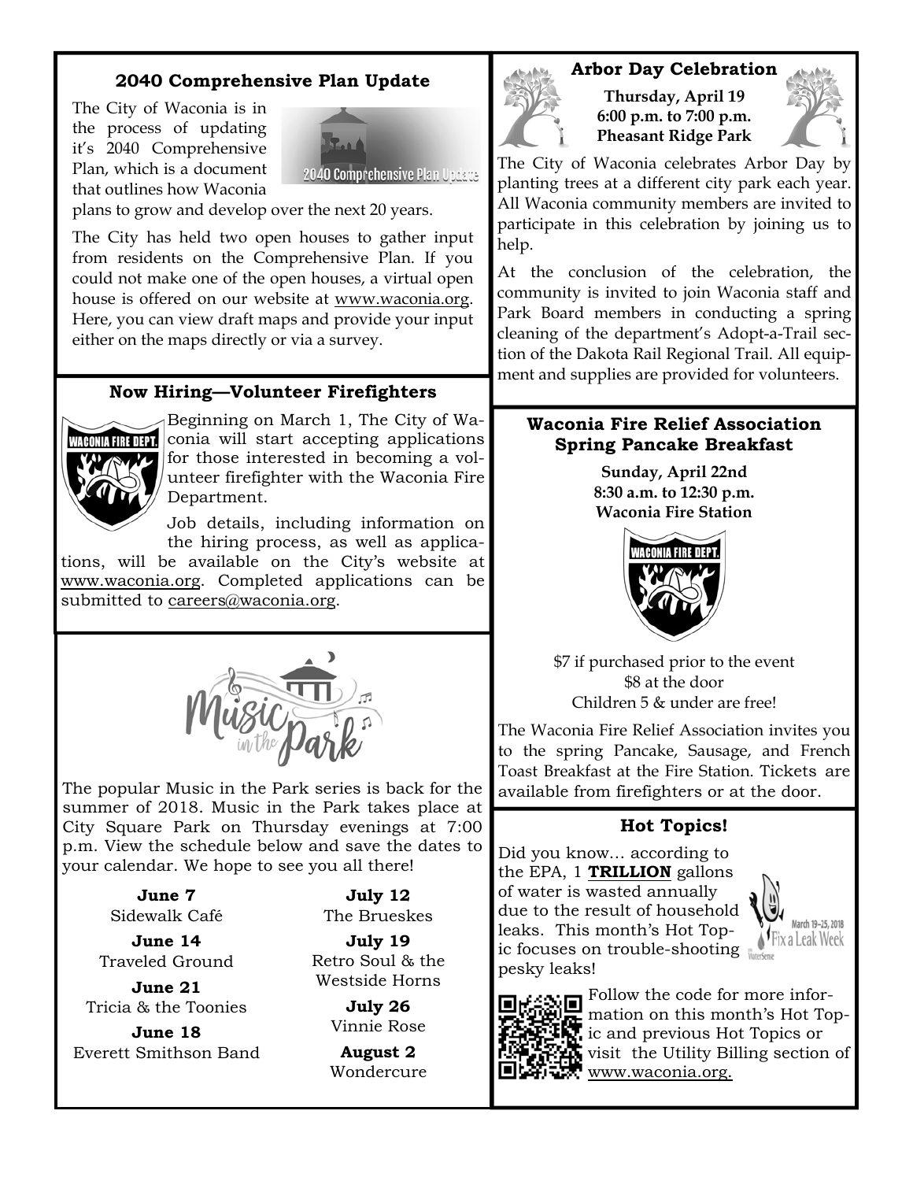## 2040 Comprehensive Plan Update

The City of Waconia is in the process of updating it's 2040 Comprehensive Plan, which is a document that outlines how Waconia plans to grow and develop over the next 20 years.

The City has held two open houses to gather input from residents on the Comprehensive Plan. If you could not make one of the open houses, a virtual open house is offered on our website at www.waconia.org. Here, you can view draft maps and provide your input either on the maps directly or via a survey.

## Now Hiring—Volunteer Firefighters

Beginning on March 1, The City of Waconia will start accepting applications for those interested in becoming a volunteer firefighter with the Waconia Fire Department.

Job details, including information on the hiring process, as well as applications, will be available on the City's website at www.waconia.org. Completed applications can be submitted to careers@waconia.org.

## Music in the Park

The popular Music in the Park series is back for the summer of 2018. Music in the Park takes place at City Square Park on Thursday evenings at 7:00 p.m. View the schedule below and save the dates to your calendar. We hope to see you all there!

**June 7**
Sidewalk Café

**June 14**
Traveled Ground

**June 21**
Tricia & the Toonies

**June 18**
Everett Smithson Band

**July 12**
The Brueskes

**July 19**
Retro Soul & the Westside Horns

**July 26**
Vinnie Rose

**August 2**
Wondercure

## Arbor Day Celebration

**Thursday, April 19**
**6:00 p.m. to 7:00 p.m.**
**Pheasant Ridge Park**

The City of Waconia celebrates Arbor Day by planting trees at a different city park each year. All Waconia community members are invited to participate in this celebration by joining us to help.

At the conclusion of the celebration, the community is invited to join Waconia staff and Park Board members in conducting a spring cleaning of the department's Adopt-a-Trail section of the Dakota Rail Regional Trail. All equipment and supplies are provided for volunteers.

## Waconia Fire Relief Association Spring Pancake Breakfast

**Sunday, April 22nd**
**8:30 a.m. to 12:30 p.m.**
**Waconia Fire Station**

$7 if purchased prior to the event
$8 at the door
Children 5 & under are free!

The Waconia Fire Relief Association invites you to the spring Pancake, Sausage, and French Toast Breakfast at the Fire Station. Tickets are available from firefighters or at the door.

## Hot Topics!

Did you know… according to the EPA, 1 **TRILLION** gallons of water is wasted annually due to the result of household leaks. This month's Hot Topic focuses on trouble-shooting pesky leaks!

March 19–25, 2018
Fix a Leak Week

Follow the code for more information on this month's Hot Topic and previous Hot Topics or visit the Utility Billing section of www.waconia.org.